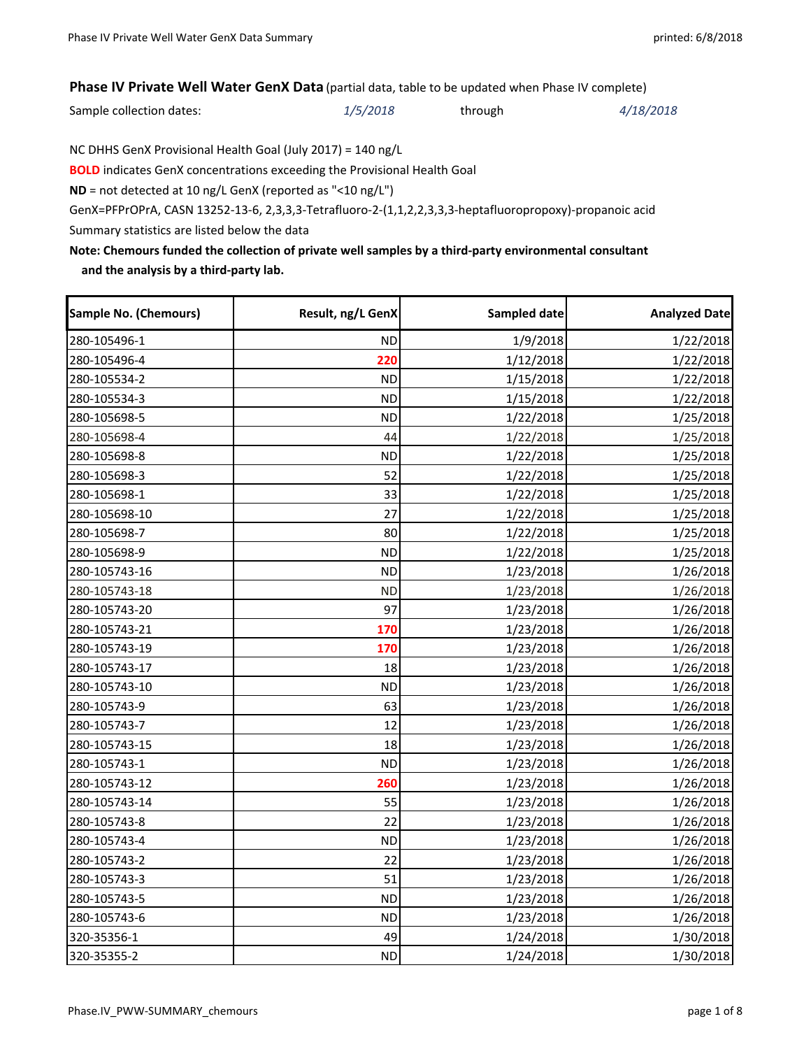## Phase IV Private Well Water GenX Data (partial data, table to be updated when Phase IV complete)

Sample collection dates: *1/5/2018* through *4/18/2018*

NC DHHS GenX Provisional Health Goal (July 2017) = 140 ng/L

**BOLD** indicates GenX concentrations exceeding the Provisional Health Goal

**ND** = not detected at 10 ng/L GenX (reported as "<10 ng/L")

GenX=PFPrOPrA, CASN 13252-13-6, 2,3,3,3-Tetrafluoro-2-(1,1,2,2,3,3,3-heptafluoropropoxy)-propanoic acid

Summary statistics are listed below the data

**Note: Chemours funded the collection of private well samples by a third-party environmental consultant and the analysis by a third-party lab.**

| Sample No. (Chemours) | Result, ng/L GenX | Sampled date | Analyzed Date |
|---|---|---|---|
| 280-105496-1 | ND | 1/9/2018 | 1/22/2018 |
| 280-105496-4 | **220** | 1/12/2018 | 1/22/2018 |
| 280-105534-2 | ND | 1/15/2018 | 1/22/2018 |
| 280-105534-3 | ND | 1/15/2018 | 1/22/2018 |
| 280-105698-5 | ND | 1/22/2018 | 1/25/2018 |
| 280-105698-4 | 44 | 1/22/2018 | 1/25/2018 |
| 280-105698-8 | ND | 1/22/2018 | 1/25/2018 |
| 280-105698-3 | 52 | 1/22/2018 | 1/25/2018 |
| 280-105698-1 | 33 | 1/22/2018 | 1/25/2018 |
| 280-105698-10 | 27 | 1/22/2018 | 1/25/2018 |
| 280-105698-7 | 80 | 1/22/2018 | 1/25/2018 |
| 280-105698-9 | ND | 1/22/2018 | 1/25/2018 |
| 280-105743-16 | ND | 1/23/2018 | 1/26/2018 |
| 280-105743-18 | ND | 1/23/2018 | 1/26/2018 |
| 280-105743-20 | 97 | 1/23/2018 | 1/26/2018 |
| 280-105743-21 | **170** | 1/23/2018 | 1/26/2018 |
| 280-105743-19 | **170** | 1/23/2018 | 1/26/2018 |
| 280-105743-17 | 18 | 1/23/2018 | 1/26/2018 |
| 280-105743-10 | ND | 1/23/2018 | 1/26/2018 |
| 280-105743-9 | 63 | 1/23/2018 | 1/26/2018 |
| 280-105743-7 | 12 | 1/23/2018 | 1/26/2018 |
| 280-105743-15 | 18 | 1/23/2018 | 1/26/2018 |
| 280-105743-1 | ND | 1/23/2018 | 1/26/2018 |
| 280-105743-12 | **260** | 1/23/2018 | 1/26/2018 |
| 280-105743-14 | 55 | 1/23/2018 | 1/26/2018 |
| 280-105743-8 | 22 | 1/23/2018 | 1/26/2018 |
| 280-105743-4 | ND | 1/23/2018 | 1/26/2018 |
| 280-105743-2 | 22 | 1/23/2018 | 1/26/2018 |
| 280-105743-3 | 51 | 1/23/2018 | 1/26/2018 |
| 280-105743-5 | ND | 1/23/2018 | 1/26/2018 |
| 280-105743-6 | ND | 1/23/2018 | 1/26/2018 |
| 320-35356-1 | 49 | 1/24/2018 | 1/30/2018 |
| 320-35355-2 | ND | 1/24/2018 | 1/30/2018 |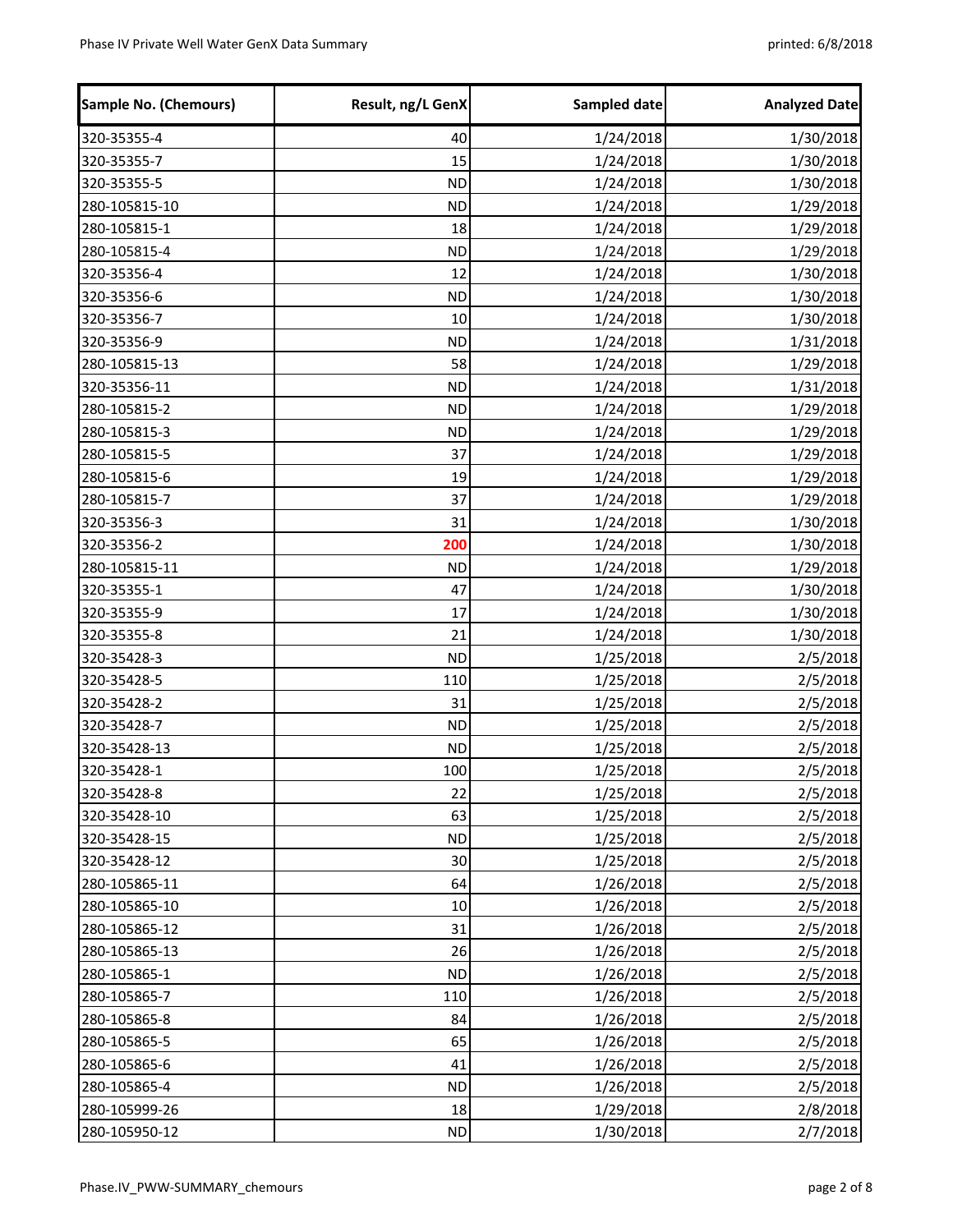| Sample No. (Chemours) | Result, ng/L GenX | Sampled date | Analyzed Date |
|---|---|---|---|
| 320-35355-4 | 40 | 1/24/2018 | 1/30/2018 |
| 320-35355-7 | 15 | 1/24/2018 | 1/30/2018 |
| 320-35355-5 | ND | 1/24/2018 | 1/30/2018 |
| 280-105815-10 | ND | 1/24/2018 | 1/29/2018 |
| 280-105815-1 | 18 | 1/24/2018 | 1/29/2018 |
| 280-105815-4 | ND | 1/24/2018 | 1/29/2018 |
| 320-35356-4 | 12 | 1/24/2018 | 1/30/2018 |
| 320-35356-6 | ND | 1/24/2018 | 1/30/2018 |
| 320-35356-7 | 10 | 1/24/2018 | 1/30/2018 |
| 320-35356-9 | ND | 1/24/2018 | 1/31/2018 |
| 280-105815-13 | 58 | 1/24/2018 | 1/29/2018 |
| 320-35356-11 | ND | 1/24/2018 | 1/31/2018 |
| 280-105815-2 | ND | 1/24/2018 | 1/29/2018 |
| 280-105815-3 | ND | 1/24/2018 | 1/29/2018 |
| 280-105815-5 | 37 | 1/24/2018 | 1/29/2018 |
| 280-105815-6 | 19 | 1/24/2018 | 1/29/2018 |
| 280-105815-7 | 37 | 1/24/2018 | 1/29/2018 |
| 320-35356-3 | 31 | 1/24/2018 | 1/30/2018 |
| 320-35356-2 | **200** | 1/24/2018 | 1/30/2018 |
| 280-105815-11 | ND | 1/24/2018 | 1/29/2018 |
| 320-35355-1 | 47 | 1/24/2018 | 1/30/2018 |
| 320-35355-9 | 17 | 1/24/2018 | 1/30/2018 |
| 320-35355-8 | 21 | 1/24/2018 | 1/30/2018 |
| 320-35428-3 | ND | 1/25/2018 | 2/5/2018 |
| 320-35428-5 | 110 | 1/25/2018 | 2/5/2018 |
| 320-35428-2 | 31 | 1/25/2018 | 2/5/2018 |
| 320-35428-7 | ND | 1/25/2018 | 2/5/2018 |
| 320-35428-13 | ND | 1/25/2018 | 2/5/2018 |
| 320-35428-1 | 100 | 1/25/2018 | 2/5/2018 |
| 320-35428-8 | 22 | 1/25/2018 | 2/5/2018 |
| 320-35428-10 | 63 | 1/25/2018 | 2/5/2018 |
| 320-35428-15 | ND | 1/25/2018 | 2/5/2018 |
| 320-35428-12 | 30 | 1/25/2018 | 2/5/2018 |
| 280-105865-11 | 64 | 1/26/2018 | 2/5/2018 |
| 280-105865-10 | 10 | 1/26/2018 | 2/5/2018 |
| 280-105865-12 | 31 | 1/26/2018 | 2/5/2018 |
| 280-105865-13 | 26 | 1/26/2018 | 2/5/2018 |
| 280-105865-1 | ND | 1/26/2018 | 2/5/2018 |
| 280-105865-7 | 110 | 1/26/2018 | 2/5/2018 |
| 280-105865-8 | 84 | 1/26/2018 | 2/5/2018 |
| 280-105865-5 | 65 | 1/26/2018 | 2/5/2018 |
| 280-105865-6 | 41 | 1/26/2018 | 2/5/2018 |
| 280-105865-4 | ND | 1/26/2018 | 2/5/2018 |
| 280-105999-26 | 18 | 1/29/2018 | 2/8/2018 |
| 280-105950-12 | ND | 1/30/2018 | 2/7/2018 |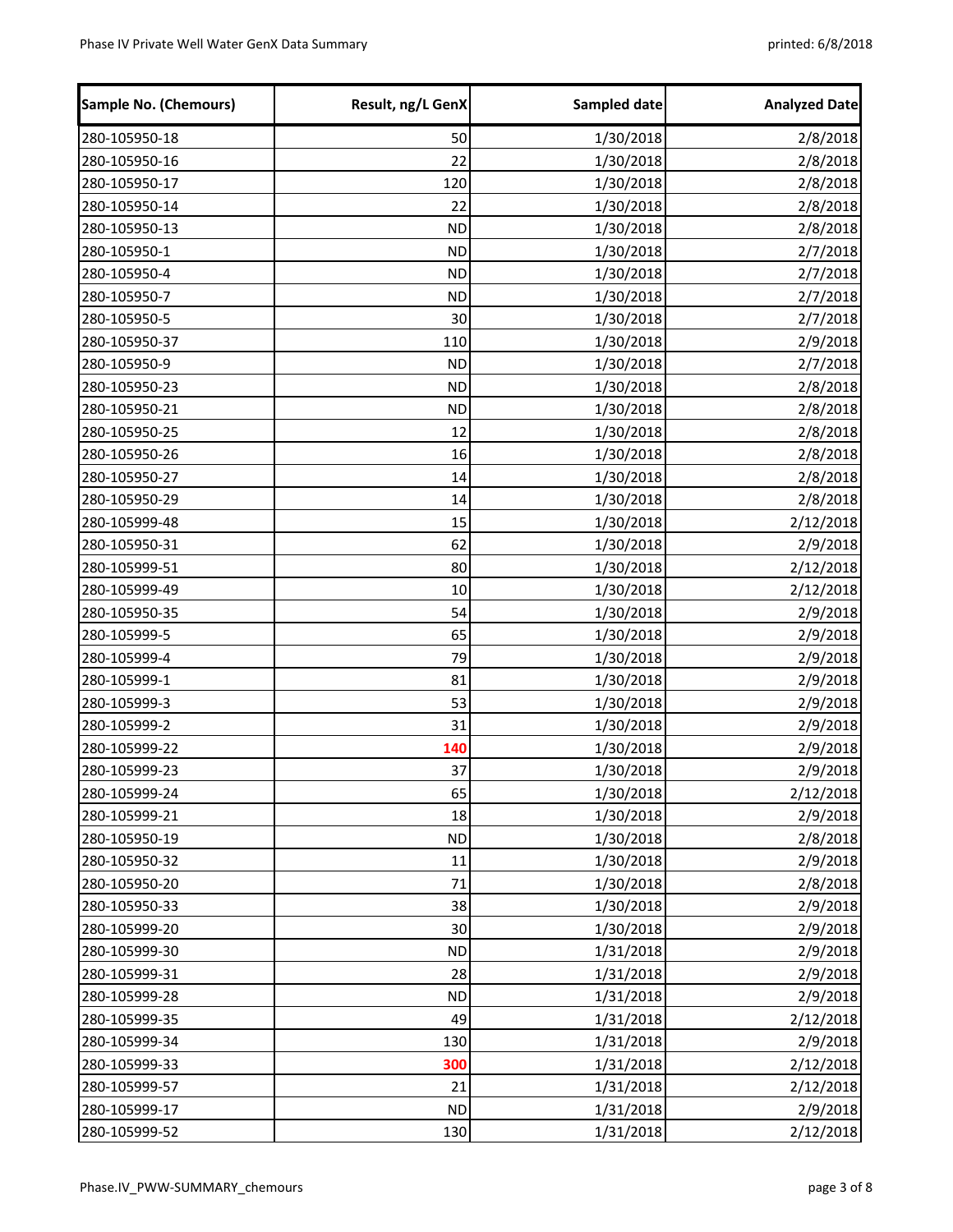| Sample No. (Chemours) | Result, ng/L GenX | Sampled date | Analyzed Date |
|---|---|---|---|
| 280-105950-18 | 50 | 1/30/2018 | 2/8/2018 |
| 280-105950-16 | 22 | 1/30/2018 | 2/8/2018 |
| 280-105950-17 | 120 | 1/30/2018 | 2/8/2018 |
| 280-105950-14 | 22 | 1/30/2018 | 2/8/2018 |
| 280-105950-13 | ND | 1/30/2018 | 2/8/2018 |
| 280-105950-1 | ND | 1/30/2018 | 2/7/2018 |
| 280-105950-4 | ND | 1/30/2018 | 2/7/2018 |
| 280-105950-7 | ND | 1/30/2018 | 2/7/2018 |
| 280-105950-5 | 30 | 1/30/2018 | 2/7/2018 |
| 280-105950-37 | 110 | 1/30/2018 | 2/9/2018 |
| 280-105950-9 | ND | 1/30/2018 | 2/7/2018 |
| 280-105950-23 | ND | 1/30/2018 | 2/8/2018 |
| 280-105950-21 | ND | 1/30/2018 | 2/8/2018 |
| 280-105950-25 | 12 | 1/30/2018 | 2/8/2018 |
| 280-105950-26 | 16 | 1/30/2018 | 2/8/2018 |
| 280-105950-27 | 14 | 1/30/2018 | 2/8/2018 |
| 280-105950-29 | 14 | 1/30/2018 | 2/8/2018 |
| 280-105999-48 | 15 | 1/30/2018 | 2/12/2018 |
| 280-105950-31 | 62 | 1/30/2018 | 2/9/2018 |
| 280-105999-51 | 80 | 1/30/2018 | 2/12/2018 |
| 280-105999-49 | 10 | 1/30/2018 | 2/12/2018 |
| 280-105950-35 | 54 | 1/30/2018 | 2/9/2018 |
| 280-105999-5 | 65 | 1/30/2018 | 2/9/2018 |
| 280-105999-4 | 79 | 1/30/2018 | 2/9/2018 |
| 280-105999-1 | 81 | 1/30/2018 | 2/9/2018 |
| 280-105999-3 | 53 | 1/30/2018 | 2/9/2018 |
| 280-105999-2 | 31 | 1/30/2018 | 2/9/2018 |
| 280-105999-22 | **140** | 1/30/2018 | 2/9/2018 |
| 280-105999-23 | 37 | 1/30/2018 | 2/9/2018 |
| 280-105999-24 | 65 | 1/30/2018 | 2/12/2018 |
| 280-105999-21 | 18 | 1/30/2018 | 2/9/2018 |
| 280-105950-19 | ND | 1/30/2018 | 2/8/2018 |
| 280-105950-32 | 11 | 1/30/2018 | 2/9/2018 |
| 280-105950-20 | 71 | 1/30/2018 | 2/8/2018 |
| 280-105950-33 | 38 | 1/30/2018 | 2/9/2018 |
| 280-105999-20 | 30 | 1/30/2018 | 2/9/2018 |
| 280-105999-30 | ND | 1/31/2018 | 2/9/2018 |
| 280-105999-31 | 28 | 1/31/2018 | 2/9/2018 |
| 280-105999-28 | ND | 1/31/2018 | 2/9/2018 |
| 280-105999-35 | 49 | 1/31/2018 | 2/12/2018 |
| 280-105999-34 | 130 | 1/31/2018 | 2/9/2018 |
| 280-105999-33 | **300** | 1/31/2018 | 2/12/2018 |
| 280-105999-57 | 21 | 1/31/2018 | 2/12/2018 |
| 280-105999-17 | ND | 1/31/2018 | 2/9/2018 |
| 280-105999-52 | 130 | 1/31/2018 | 2/12/2018 |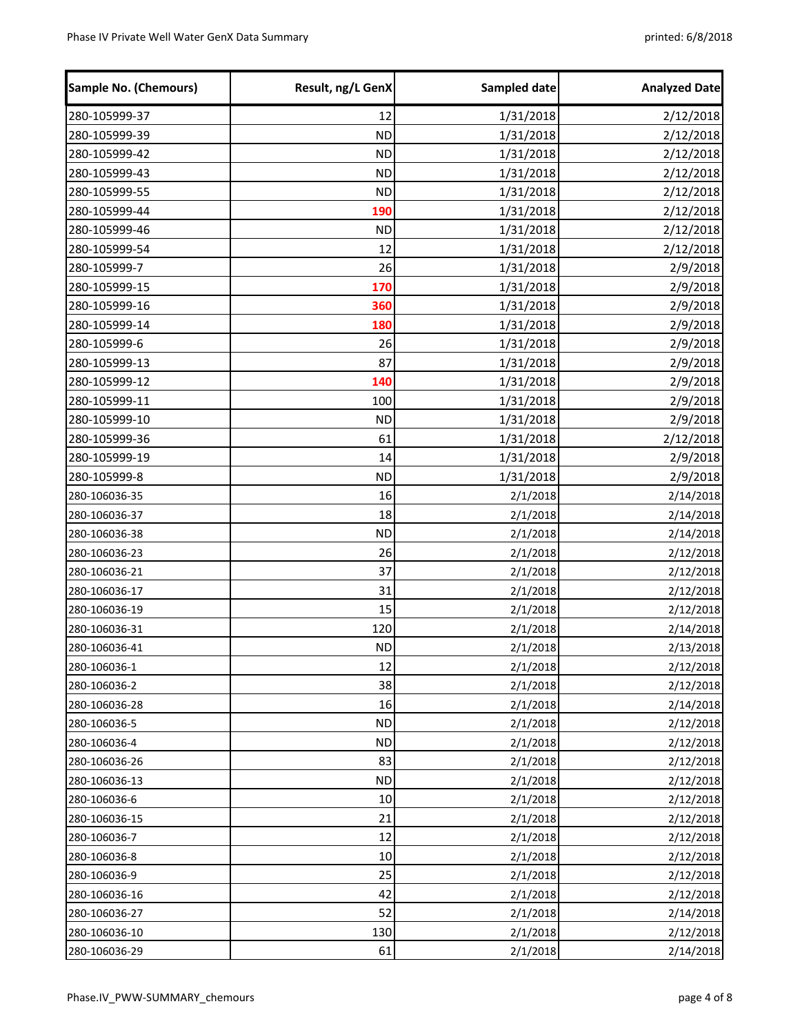| Sample No. (Chemours) | Result, ng/L GenX | Sampled date | Analyzed Date |
|---|---|---|---|
| 280-105999-37 | 12 | 1/31/2018 | 2/12/2018 |
| 280-105999-39 | ND | 1/31/2018 | 2/12/2018 |
| 280-105999-42 | ND | 1/31/2018 | 2/12/2018 |
| 280-105999-43 | ND | 1/31/2018 | 2/12/2018 |
| 280-105999-55 | ND | 1/31/2018 | 2/12/2018 |
| 280-105999-44 | **190** | 1/31/2018 | 2/12/2018 |
| 280-105999-46 | ND | 1/31/2018 | 2/12/2018 |
| 280-105999-54 | 12 | 1/31/2018 | 2/12/2018 |
| 280-105999-7 | 26 | 1/31/2018 | 2/9/2018 |
| 280-105999-15 | **170** | 1/31/2018 | 2/9/2018 |
| 280-105999-16 | **360** | 1/31/2018 | 2/9/2018 |
| 280-105999-14 | **180** | 1/31/2018 | 2/9/2018 |
| 280-105999-6 | 26 | 1/31/2018 | 2/9/2018 |
| 280-105999-13 | 87 | 1/31/2018 | 2/9/2018 |
| 280-105999-12 | **140** | 1/31/2018 | 2/9/2018 |
| 280-105999-11 | 100 | 1/31/2018 | 2/9/2018 |
| 280-105999-10 | ND | 1/31/2018 | 2/9/2018 |
| 280-105999-36 | 61 | 1/31/2018 | 2/12/2018 |
| 280-105999-19 | 14 | 1/31/2018 | 2/9/2018 |
| 280-105999-8 | ND | 1/31/2018 | 2/9/2018 |
| 280-106036-35 | 16 | 2/1/2018 | 2/14/2018 |
| 280-106036-37 | 18 | 2/1/2018 | 2/14/2018 |
| 280-106036-38 | ND | 2/1/2018 | 2/14/2018 |
| 280-106036-23 | 26 | 2/1/2018 | 2/12/2018 |
| 280-106036-21 | 37 | 2/1/2018 | 2/12/2018 |
| 280-106036-17 | 31 | 2/1/2018 | 2/12/2018 |
| 280-106036-19 | 15 | 2/1/2018 | 2/12/2018 |
| 280-106036-31 | 120 | 2/1/2018 | 2/14/2018 |
| 280-106036-41 | ND | 2/1/2018 | 2/13/2018 |
| 280-106036-1 | 12 | 2/1/2018 | 2/12/2018 |
| 280-106036-2 | 38 | 2/1/2018 | 2/12/2018 |
| 280-106036-28 | 16 | 2/1/2018 | 2/14/2018 |
| 280-106036-5 | ND | 2/1/2018 | 2/12/2018 |
| 280-106036-4 | ND | 2/1/2018 | 2/12/2018 |
| 280-106036-26 | 83 | 2/1/2018 | 2/12/2018 |
| 280-106036-13 | ND | 2/1/2018 | 2/12/2018 |
| 280-106036-6 | 10 | 2/1/2018 | 2/12/2018 |
| 280-106036-15 | 21 | 2/1/2018 | 2/12/2018 |
| 280-106036-7 | 12 | 2/1/2018 | 2/12/2018 |
| 280-106036-8 | 10 | 2/1/2018 | 2/12/2018 |
| 280-106036-9 | 25 | 2/1/2018 | 2/12/2018 |
| 280-106036-16 | 42 | 2/1/2018 | 2/12/2018 |
| 280-106036-27 | 52 | 2/1/2018 | 2/14/2018 |
| 280-106036-10 | 130 | 2/1/2018 | 2/12/2018 |
| 280-106036-29 | 61 | 2/1/2018 | 2/14/2018 |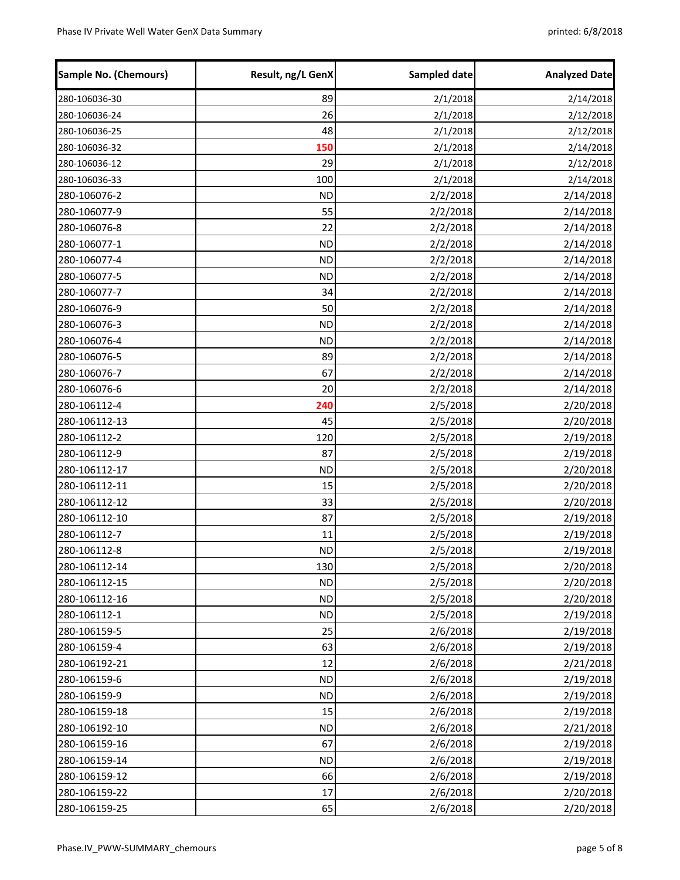| Sample No. (Chemours) | Result, ng/L GenX | Sampled date | Analyzed Date |
|---|---|---|---|
| 280-106036-30 | 89 | 2/1/2018 | 2/14/2018 |
| 280-106036-24 | 26 | 2/1/2018 | 2/12/2018 |
| 280-106036-25 | 48 | 2/1/2018 | 2/12/2018 |
| 280-106036-32 | **150** | 2/1/2018 | 2/14/2018 |
| 280-106036-12 | 29 | 2/1/2018 | 2/12/2018 |
| 280-106036-33 | 100 | 2/1/2018 | 2/14/2018 |
| 280-106076-2 | ND | 2/2/2018 | 2/14/2018 |
| 280-106077-9 | 55 | 2/2/2018 | 2/14/2018 |
| 280-106076-8 | 22 | 2/2/2018 | 2/14/2018 |
| 280-106077-1 | ND | 2/2/2018 | 2/14/2018 |
| 280-106077-4 | ND | 2/2/2018 | 2/14/2018 |
| 280-106077-5 | ND | 2/2/2018 | 2/14/2018 |
| 280-106077-7 | 34 | 2/2/2018 | 2/14/2018 |
| 280-106076-9 | 50 | 2/2/2018 | 2/14/2018 |
| 280-106076-3 | ND | 2/2/2018 | 2/14/2018 |
| 280-106076-4 | ND | 2/2/2018 | 2/14/2018 |
| 280-106076-5 | 89 | 2/2/2018 | 2/14/2018 |
| 280-106076-7 | 67 | 2/2/2018 | 2/14/2018 |
| 280-106076-6 | 20 | 2/2/2018 | 2/14/2018 |
| 280-106112-4 | **240** | 2/5/2018 | 2/20/2018 |
| 280-106112-13 | 45 | 2/5/2018 | 2/20/2018 |
| 280-106112-2 | 120 | 2/5/2018 | 2/19/2018 |
| 280-106112-9 | 87 | 2/5/2018 | 2/19/2018 |
| 280-106112-17 | ND | 2/5/2018 | 2/20/2018 |
| 280-106112-11 | 15 | 2/5/2018 | 2/20/2018 |
| 280-106112-12 | 33 | 2/5/2018 | 2/20/2018 |
| 280-106112-10 | 87 | 2/5/2018 | 2/19/2018 |
| 280-106112-7 | 11 | 2/5/2018 | 2/19/2018 |
| 280-106112-8 | ND | 2/5/2018 | 2/19/2018 |
| 280-106112-14 | 130 | 2/5/2018 | 2/20/2018 |
| 280-106112-15 | ND | 2/5/2018 | 2/20/2018 |
| 280-106112-16 | ND | 2/5/2018 | 2/20/2018 |
| 280-106112-1 | ND | 2/5/2018 | 2/19/2018 |
| 280-106159-5 | 25 | 2/6/2018 | 2/19/2018 |
| 280-106159-4 | 63 | 2/6/2018 | 2/19/2018 |
| 280-106192-21 | 12 | 2/6/2018 | 2/21/2018 |
| 280-106159-6 | ND | 2/6/2018 | 2/19/2018 |
| 280-106159-9 | ND | 2/6/2018 | 2/19/2018 |
| 280-106159-18 | 15 | 2/6/2018 | 2/19/2018 |
| 280-106192-10 | ND | 2/6/2018 | 2/21/2018 |
| 280-106159-16 | 67 | 2/6/2018 | 2/19/2018 |
| 280-106159-14 | ND | 2/6/2018 | 2/19/2018 |
| 280-106159-12 | 66 | 2/6/2018 | 2/19/2018 |
| 280-106159-22 | 17 | 2/6/2018 | 2/20/2018 |
| 280-106159-25 | 65 | 2/6/2018 | 2/20/2018 |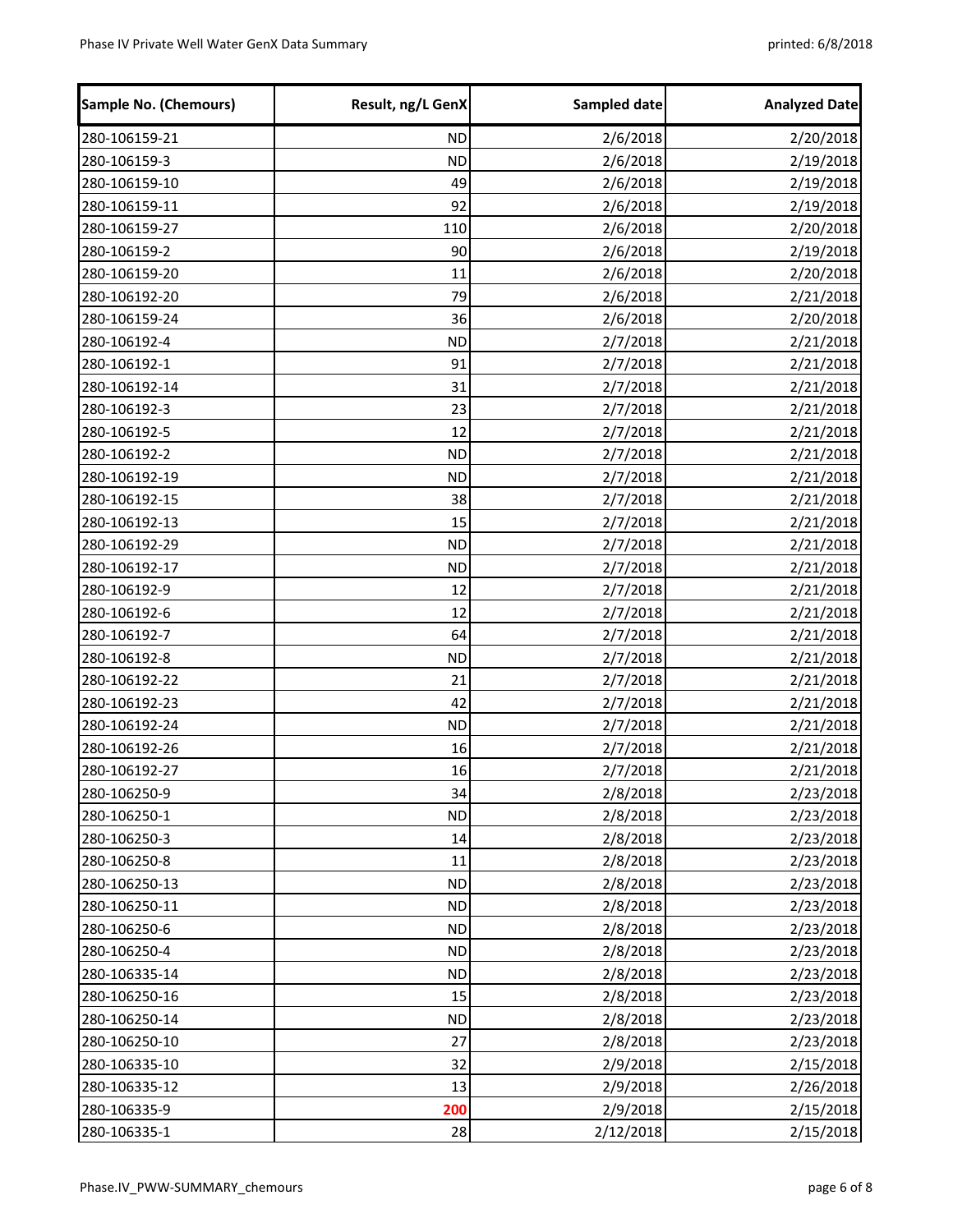| Sample No. (Chemours) | Result, ng/L GenX | Sampled date | Analyzed Date |
|---|---|---|---|
| 280-106159-21 | ND | 2/6/2018 | 2/20/2018 |
| 280-106159-3 | ND | 2/6/2018 | 2/19/2018 |
| 280-106159-10 | 49 | 2/6/2018 | 2/19/2018 |
| 280-106159-11 | 92 | 2/6/2018 | 2/19/2018 |
| 280-106159-27 | 110 | 2/6/2018 | 2/20/2018 |
| 280-106159-2 | 90 | 2/6/2018 | 2/19/2018 |
| 280-106159-20 | 11 | 2/6/2018 | 2/20/2018 |
| 280-106192-20 | 79 | 2/6/2018 | 2/21/2018 |
| 280-106159-24 | 36 | 2/6/2018 | 2/20/2018 |
| 280-106192-4 | ND | 2/7/2018 | 2/21/2018 |
| 280-106192-1 | 91 | 2/7/2018 | 2/21/2018 |
| 280-106192-14 | 31 | 2/7/2018 | 2/21/2018 |
| 280-106192-3 | 23 | 2/7/2018 | 2/21/2018 |
| 280-106192-5 | 12 | 2/7/2018 | 2/21/2018 |
| 280-106192-2 | ND | 2/7/2018 | 2/21/2018 |
| 280-106192-19 | ND | 2/7/2018 | 2/21/2018 |
| 280-106192-15 | 38 | 2/7/2018 | 2/21/2018 |
| 280-106192-13 | 15 | 2/7/2018 | 2/21/2018 |
| 280-106192-29 | ND | 2/7/2018 | 2/21/2018 |
| 280-106192-17 | ND | 2/7/2018 | 2/21/2018 |
| 280-106192-9 | 12 | 2/7/2018 | 2/21/2018 |
| 280-106192-6 | 12 | 2/7/2018 | 2/21/2018 |
| 280-106192-7 | 64 | 2/7/2018 | 2/21/2018 |
| 280-106192-8 | ND | 2/7/2018 | 2/21/2018 |
| 280-106192-22 | 21 | 2/7/2018 | 2/21/2018 |
| 280-106192-23 | 42 | 2/7/2018 | 2/21/2018 |
| 280-106192-24 | ND | 2/7/2018 | 2/21/2018 |
| 280-106192-26 | 16 | 2/7/2018 | 2/21/2018 |
| 280-106192-27 | 16 | 2/7/2018 | 2/21/2018 |
| 280-106250-9 | 34 | 2/8/2018 | 2/23/2018 |
| 280-106250-1 | ND | 2/8/2018 | 2/23/2018 |
| 280-106250-3 | 14 | 2/8/2018 | 2/23/2018 |
| 280-106250-8 | 11 | 2/8/2018 | 2/23/2018 |
| 280-106250-13 | ND | 2/8/2018 | 2/23/2018 |
| 280-106250-11 | ND | 2/8/2018 | 2/23/2018 |
| 280-106250-6 | ND | 2/8/2018 | 2/23/2018 |
| 280-106250-4 | ND | 2/8/2018 | 2/23/2018 |
| 280-106335-14 | ND | 2/8/2018 | 2/23/2018 |
| 280-106250-16 | 15 | 2/8/2018 | 2/23/2018 |
| 280-106250-14 | ND | 2/8/2018 | 2/23/2018 |
| 280-106250-10 | 27 | 2/8/2018 | 2/23/2018 |
| 280-106335-10 | 32 | 2/9/2018 | 2/15/2018 |
| 280-106335-12 | 13 | 2/9/2018 | 2/26/2018 |
| 280-106335-9 | **200** | 2/9/2018 | 2/15/2018 |
| 280-106335-1 | 28 | 2/12/2018 | 2/15/2018 |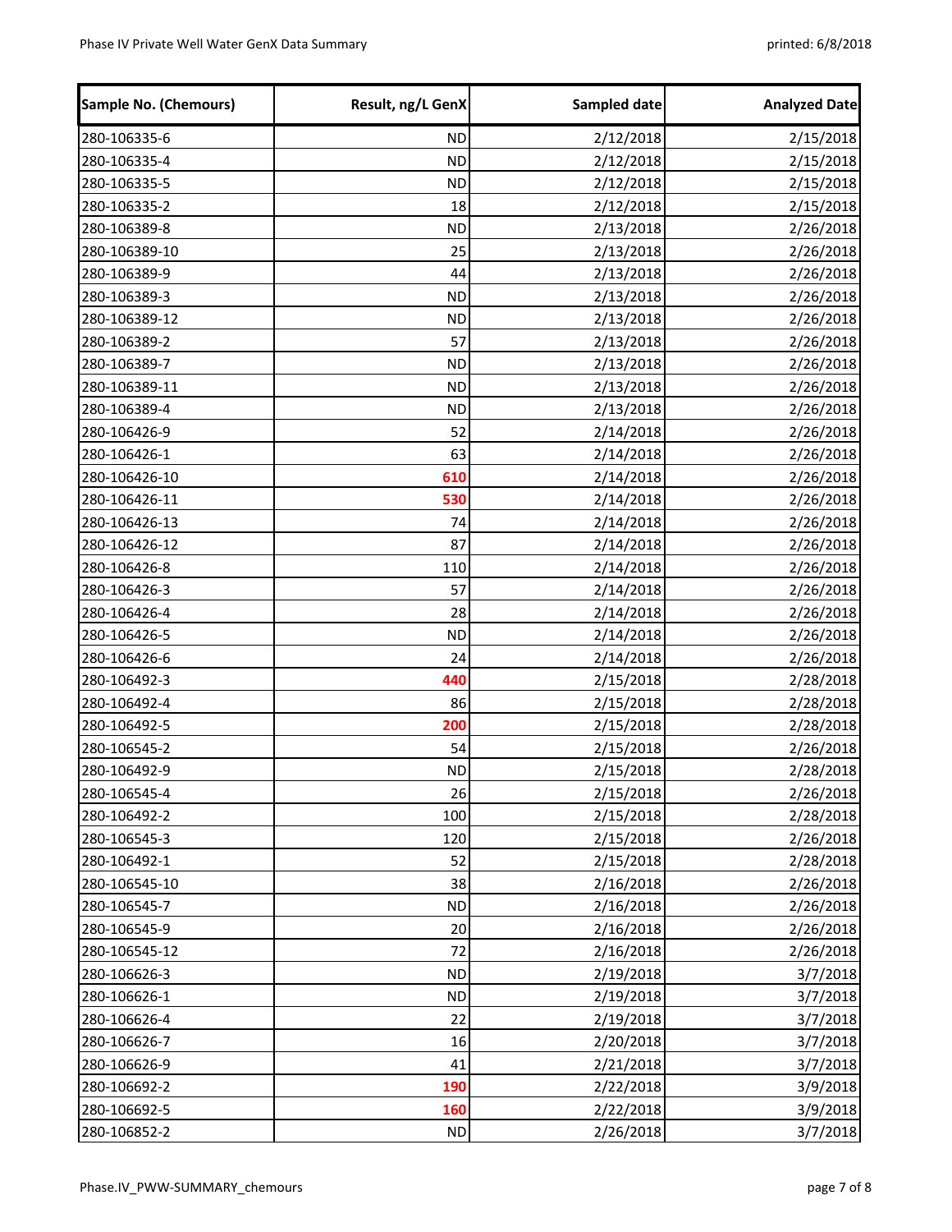| Sample No. (Chemours) | Result, ng/L GenX | Sampled date | Analyzed Date |
|---|---|---|---|
| 280-106335-6 | ND | 2/12/2018 | 2/15/2018 |
| 280-106335-4 | ND | 2/12/2018 | 2/15/2018 |
| 280-106335-5 | ND | 2/12/2018 | 2/15/2018 |
| 280-106335-2 | 18 | 2/12/2018 | 2/15/2018 |
| 280-106389-8 | ND | 2/13/2018 | 2/26/2018 |
| 280-106389-10 | 25 | 2/13/2018 | 2/26/2018 |
| 280-106389-9 | 44 | 2/13/2018 | 2/26/2018 |
| 280-106389-3 | ND | 2/13/2018 | 2/26/2018 |
| 280-106389-12 | ND | 2/13/2018 | 2/26/2018 |
| 280-106389-2 | 57 | 2/13/2018 | 2/26/2018 |
| 280-106389-7 | ND | 2/13/2018 | 2/26/2018 |
| 280-106389-11 | ND | 2/13/2018 | 2/26/2018 |
| 280-106389-4 | ND | 2/13/2018 | 2/26/2018 |
| 280-106426-9 | 52 | 2/14/2018 | 2/26/2018 |
| 280-106426-1 | 63 | 2/14/2018 | 2/26/2018 |
| 280-106426-10 | **610** | 2/14/2018 | 2/26/2018 |
| 280-106426-11 | **530** | 2/14/2018 | 2/26/2018 |
| 280-106426-13 | 74 | 2/14/2018 | 2/26/2018 |
| 280-106426-12 | 87 | 2/14/2018 | 2/26/2018 |
| 280-106426-8 | 110 | 2/14/2018 | 2/26/2018 |
| 280-106426-3 | 57 | 2/14/2018 | 2/26/2018 |
| 280-106426-4 | 28 | 2/14/2018 | 2/26/2018 |
| 280-106426-5 | ND | 2/14/2018 | 2/26/2018 |
| 280-106426-6 | 24 | 2/14/2018 | 2/26/2018 |
| 280-106492-3 | **440** | 2/15/2018 | 2/28/2018 |
| 280-106492-4 | 86 | 2/15/2018 | 2/28/2018 |
| 280-106492-5 | **200** | 2/15/2018 | 2/28/2018 |
| 280-106545-2 | 54 | 2/15/2018 | 2/26/2018 |
| 280-106492-9 | ND | 2/15/2018 | 2/28/2018 |
| 280-106545-4 | 26 | 2/15/2018 | 2/26/2018 |
| 280-106492-2 | 100 | 2/15/2018 | 2/28/2018 |
| 280-106545-3 | 120 | 2/15/2018 | 2/26/2018 |
| 280-106492-1 | 52 | 2/15/2018 | 2/28/2018 |
| 280-106545-10 | 38 | 2/16/2018 | 2/26/2018 |
| 280-106545-7 | ND | 2/16/2018 | 2/26/2018 |
| 280-106545-9 | 20 | 2/16/2018 | 2/26/2018 |
| 280-106545-12 | 72 | 2/16/2018 | 2/26/2018 |
| 280-106626-3 | ND | 2/19/2018 | 3/7/2018 |
| 280-106626-1 | ND | 2/19/2018 | 3/7/2018 |
| 280-106626-4 | 22 | 2/19/2018 | 3/7/2018 |
| 280-106626-7 | 16 | 2/20/2018 | 3/7/2018 |
| 280-106626-9 | 41 | 2/21/2018 | 3/7/2018 |
| 280-106692-2 | **190** | 2/22/2018 | 3/9/2018 |
| 280-106692-5 | **160** | 2/22/2018 | 3/9/2018 |
| 280-106852-2 | ND | 2/26/2018 | 3/7/2018 |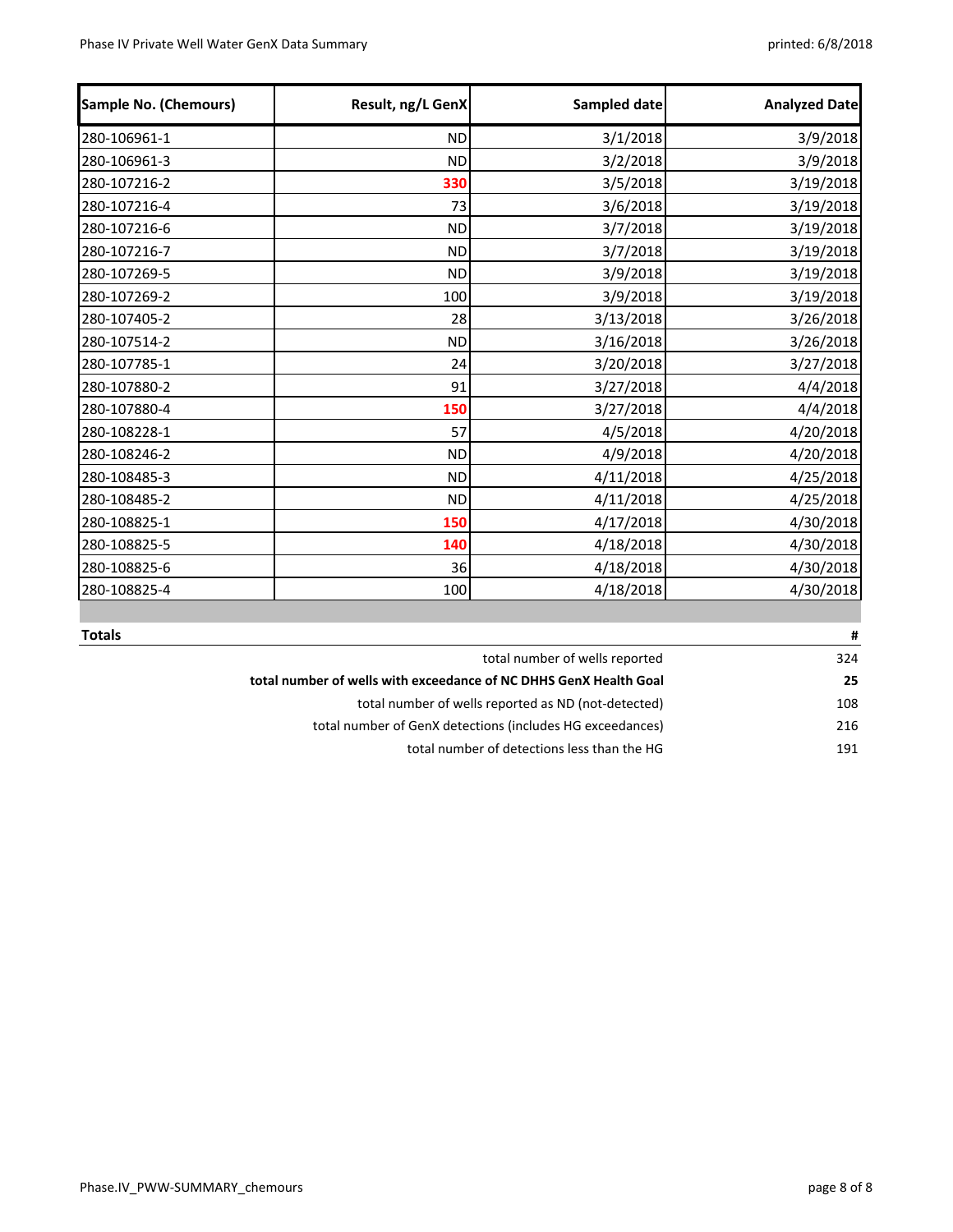| Sample No. (Chemours) | Result, ng/L GenX | Sampled date | Analyzed Date |
|---|---|---|---|
| 280-106961-1 | ND | 3/1/2018 | 3/9/2018 |
| 280-106961-3 | ND | 3/2/2018 | 3/9/2018 |
| 280-107216-2 | **330** | 3/5/2018 | 3/19/2018 |
| 280-107216-4 | 73 | 3/6/2018 | 3/19/2018 |
| 280-107216-6 | ND | 3/7/2018 | 3/19/2018 |
| 280-107216-7 | ND | 3/7/2018 | 3/19/2018 |
| 280-107269-5 | ND | 3/9/2018 | 3/19/2018 |
| 280-107269-2 | 100 | 3/9/2018 | 3/19/2018 |
| 280-107405-2 | 28 | 3/13/2018 | 3/26/2018 |
| 280-107514-2 | ND | 3/16/2018 | 3/26/2018 |
| 280-107785-1 | 24 | 3/20/2018 | 3/27/2018 |
| 280-107880-2 | 91 | 3/27/2018 | 4/4/2018 |
| 280-107880-4 | **150** | 3/27/2018 | 4/4/2018 |
| 280-108228-1 | 57 | 4/5/2018 | 4/20/2018 |
| 280-108246-2 | ND | 4/9/2018 | 4/20/2018 |
| 280-108485-3 | ND | 4/11/2018 | 4/25/2018 |
| 280-108485-2 | ND | 4/11/2018 | 4/25/2018 |
| 280-108825-1 | **150** | 4/17/2018 | 4/30/2018 |
| 280-108825-5 | **140** | 4/18/2018 | 4/30/2018 |
| 280-108825-6 | 36 | 4/18/2018 | 4/30/2018 |
| 280-108825-4 | 100 | 4/18/2018 | 4/30/2018 |

| Totals | # |
|---|---|
| total number of wells reported | 324 |
| **total number of wells with exceedance of NC DHHS GenX Health Goal** | **25** |
| total number of wells reported as ND (not-detected) | 108 |
| total number of GenX detections (includes HG exceedances) | 216 |
| total number of detections less than the HG | 191 |